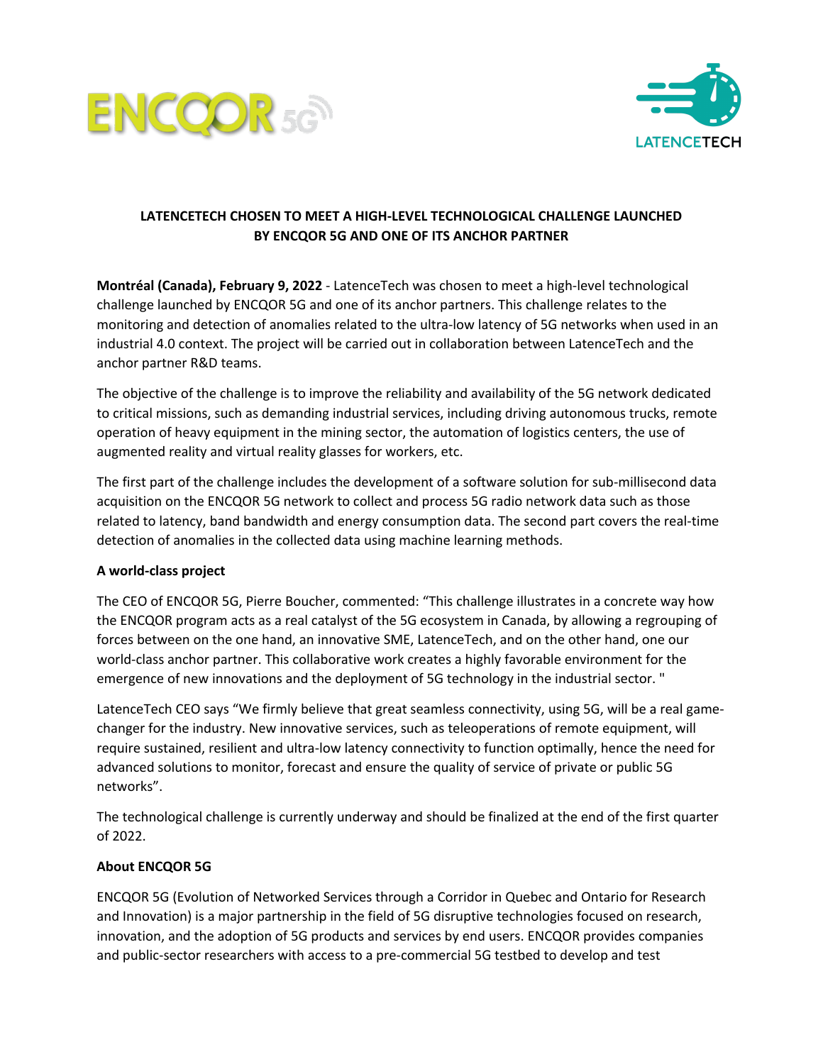**LATENCETECH CHOSEN TO MEET A HIGH-LEVEL TECHNOLOGICAL CHALLENGE LAUNCHED BY ENCQOR 5G AND ONE OF ITS ANCHOR PARTNER**

**Montréal (Canada), February 9, 2022** - LatenceTech was chosen to meet a high-level technological challenge launched by ENCQOR 5G and one of its anchor partners. This challenge relates to the monitoring and detection of anomalies related to the ultra-low latency of 5G networks when used in an industrial 4.0 context. The project will be carried out in collaboration between LatenceTech and the anchor partner R&D teams.

The objective of the challenge is to improve the reliability and availability of the 5G network dedicated to critical missions, such as demanding industrial services, including driving autonomous trucks, remote operation of heavy equipment in the mining sector, the automation of logistics centers, the use of augmented reality and virtual reality glasses for workers, etc.

The first part of the challenge includes the development of a software solution for sub-millisecond data acquisition on the ENCQOR 5G network to collect and process 5G radio network data such as those related to latency, band bandwidth and energy consumption data. The second part covers the real-time detection of anomalies in the collected data using machine learning methods.

**A world-class project**

The CEO of ENCQOR 5G, Pierre Boucher, commented: "This challenge illustrates in a concrete way how the ENCQOR program acts as a real catalyst of the 5G ecosystem in Canada, by allowing a regrouping of forces between on the one hand, an innovative SME, LatenceTech, and on the other hand, one our world-class anchor partner. This collaborative work creates a highly favorable environment for the emergence of new innovations and the deployment of 5G technology in the industrial sector. "

LatenceTech CEO says "We firmly believe that great seamless connectivity, using 5G, will be a real game-changer for the industry. New innovative services, such as teleoperations of remote equipment, will require sustained, resilient and ultra-low latency connectivity to function optimally, hence the need for advanced solutions to monitor, forecast and ensure the quality of service of private or public 5G networks".

The technological challenge is currently underway and should be finalized at the end of the first quarter of 2022.

**About ENCQOR 5G**

ENCQOR 5G (Evolution of Networked Services through a Corridor in Quebec and Ontario for Research and Innovation) is a major partnership in the field of 5G disruptive technologies focused on research, innovation, and the adoption of 5G products and services by end users. ENCQOR provides companies and public-sector researchers with access to a pre-commercial 5G testbed to develop and test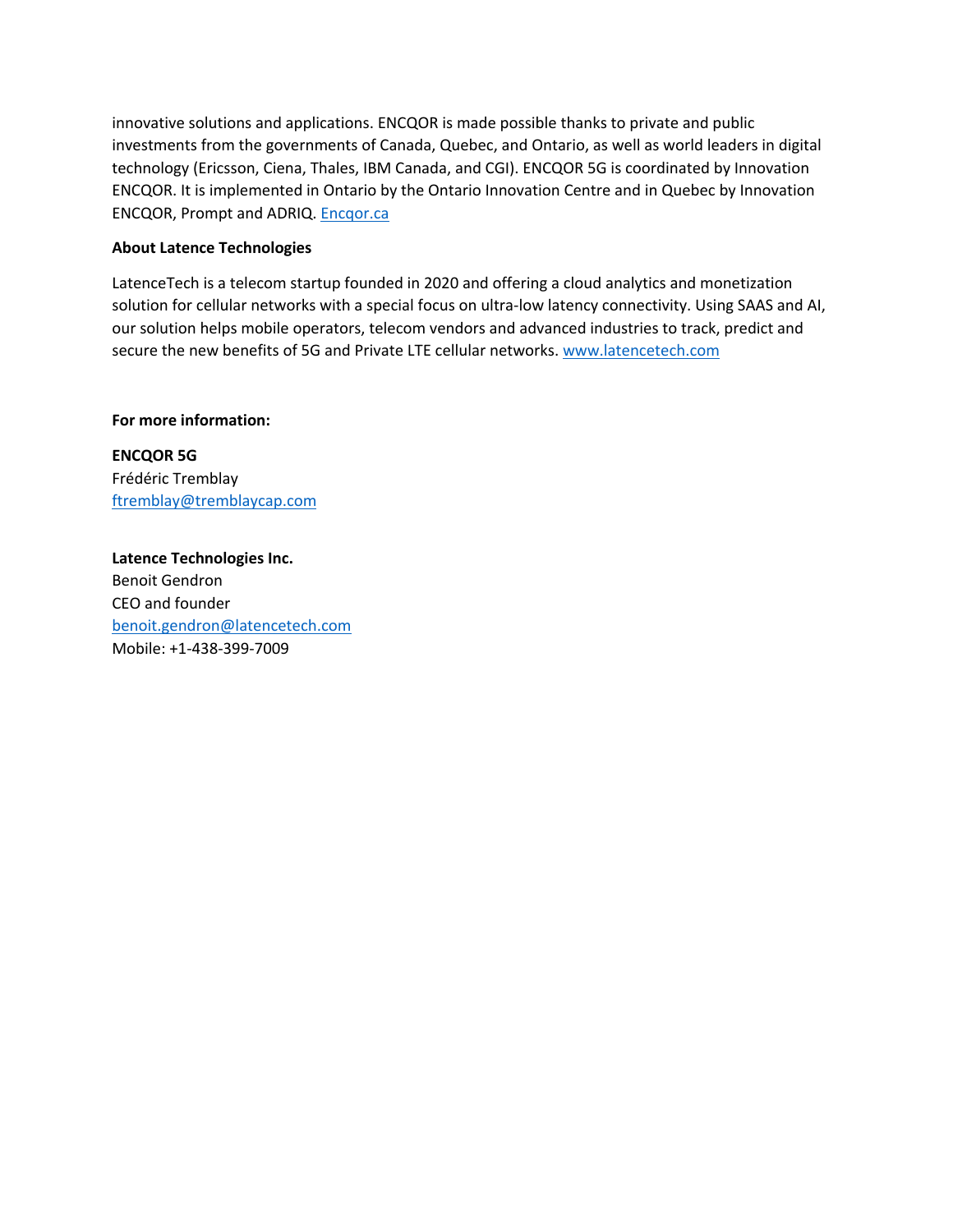innovative solutions and applications. ENCQOR is made possible thanks to private and public investments from the governments of Canada, Quebec, and Ontario, as well as world leaders in digital technology (Ericsson, Ciena, Thales, IBM Canada, and CGI). ENCQOR 5G is coordinated by Innovation ENCQOR. It is implemented in Ontario by the Ontario Innovation Centre and in Quebec by Innovation ENCQOR, Prompt and ADRIQ. [Encqor.ca](Encqor.ca)

**About Latence Technologies**

LatenceTech is a telecom startup founded in 2020 and offering a cloud analytics and monetization solution for cellular networks with a special focus on ultra-low latency connectivity. Using SAAS and AI, our solution helps mobile operators, telecom vendors and advanced industries to track, predict and secure the new benefits of 5G and Private LTE cellular networks. [www.latencetech.com](www.latencetech.com)

**For more information:**

**ENCQOR 5G**
Frédéric Tremblay
ftremblay@tremblaycap.com

**Latence Technologies Inc.**
Benoit Gendron
CEO and founder
benoit.gendron@latencetech.com
Mobile: +1-438-399-7009